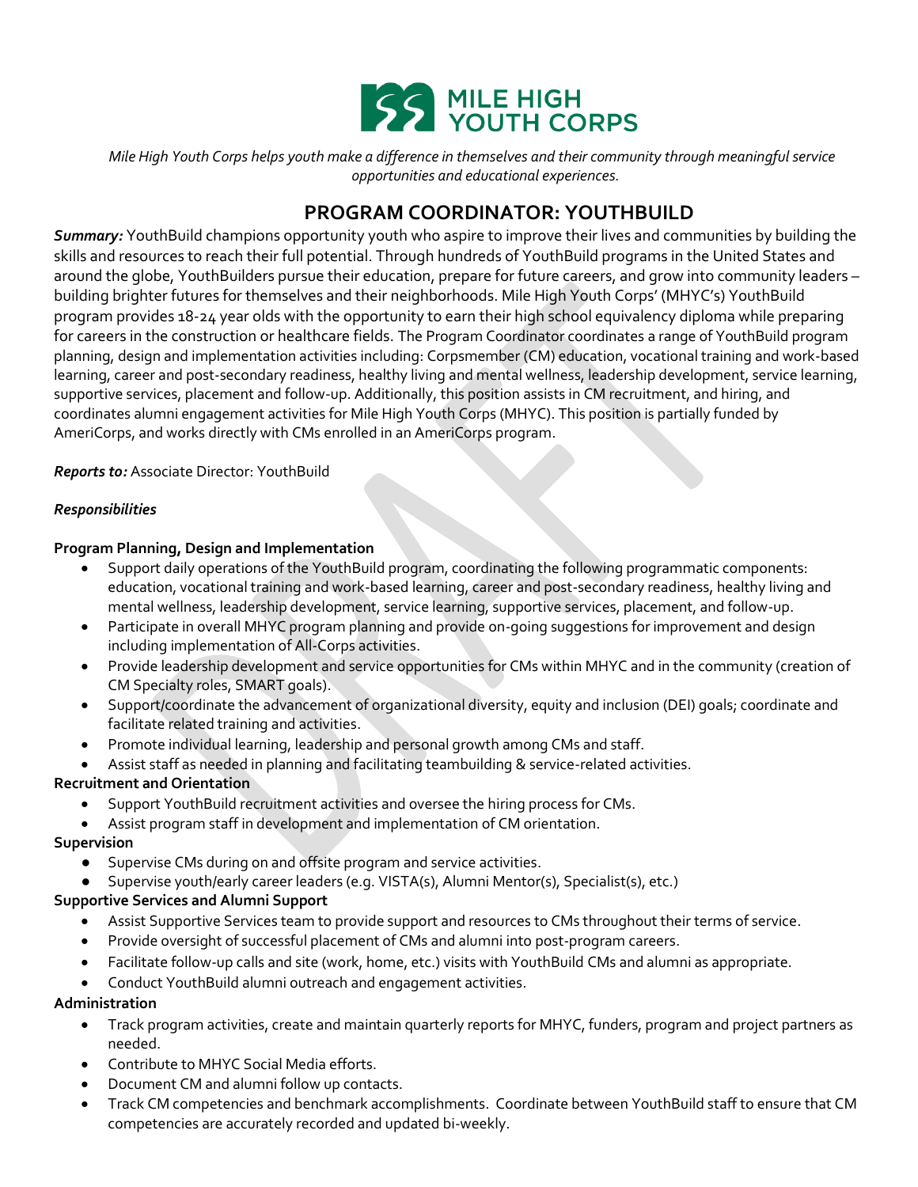**MILE HIGH YOUTH CORPS**

*Mile High Youth Corps helps youth make a difference in themselves and their community through meaningful service opportunities and educational experiences.*

# PROGRAM COORDINATOR: YOUTHBUILD

***Summary:*** YouthBuild champions opportunity youth who aspire to improve their lives and communities by building the skills and resources to reach their full potential. Through hundreds of YouthBuild programs in the United States and around the globe, YouthBuilders pursue their education, prepare for future careers, and grow into community leaders – building brighter futures for themselves and their neighborhoods. Mile High Youth Corps' (MHYC's) YouthBuild program provides 18-24 year olds with the opportunity to earn their high school equivalency diploma while preparing for careers in the construction or healthcare fields. The Program Coordinator coordinates a range of YouthBuild program planning, design and implementation activities including: Corpsmember (CM) education, vocational training and work-based learning, career and post-secondary readiness, healthy living and mental wellness, leadership development, service learning, supportive services, placement and follow-up. Additionally, this position assists in CM recruitment, and hiring, and coordinates alumni engagement activities for Mile High Youth Corps (MHYC). This position is partially funded by AmeriCorps, and works directly with CMs enrolled in an AmeriCorps program.

***Reports to:*** Associate Director: YouthBuild

***Responsibilities***

**Program Planning, Design and Implementation**

- Support daily operations of the YouthBuild program, coordinating the following programmatic components: education, vocational training and work-based learning, career and post-secondary readiness, healthy living and mental wellness, leadership development, service learning, supportive services, placement, and follow-up.
- Participate in overall MHYC program planning and provide on-going suggestions for improvement and design including implementation of All-Corps activities.
- Provide leadership development and service opportunities for CMs within MHYC and in the community (creation of CM Specialty roles, SMART goals).
- Support/coordinate the advancement of organizational diversity, equity and inclusion (DEI) goals; coordinate and facilitate related training and activities.
- Promote individual learning, leadership and personal growth among CMs and staff.
- Assist staff as needed in planning and facilitating teambuilding & service-related activities.

**Recruitment and Orientation**

- Support YouthBuild recruitment activities and oversee the hiring process for CMs.
- Assist program staff in development and implementation of CM orientation.

**Supervision**

- Supervise CMs during on and offsite program and service activities.
- Supervise youth/early career leaders (e.g. VISTA(s), Alumni Mentor(s), Specialist(s), etc.)

**Supportive Services and Alumni Support**

- Assist Supportive Services team to provide support and resources to CMs throughout their terms of service.
- Provide oversight of successful placement of CMs and alumni into post-program careers.
- Facilitate follow-up calls and site (work, home, etc.) visits with YouthBuild CMs and alumni as appropriate.
- Conduct YouthBuild alumni outreach and engagement activities.

**Administration**

- Track program activities, create and maintain quarterly reports for MHYC, funders, program and project partners as needed.
- Contribute to MHYC Social Media efforts.
- Document CM and alumni follow up contacts.
- Track CM competencies and benchmark accomplishments. Coordinate between YouthBuild staff to ensure that CM competencies are accurately recorded and updated bi-weekly.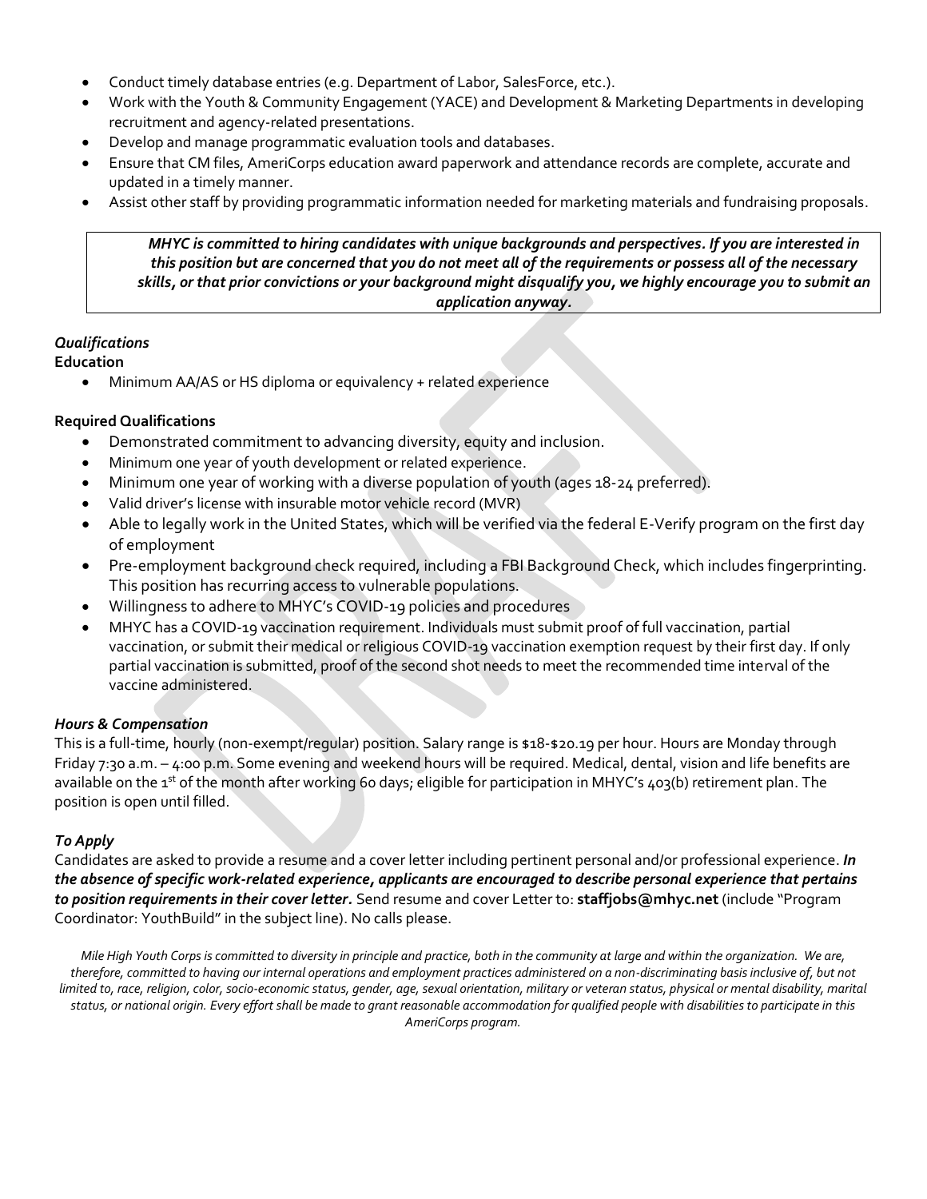- Conduct timely database entries (e.g. Department of Labor, SalesForce, etc.).
- Work with the Youth & Community Engagement (YACE) and Development & Marketing Departments in developing recruitment and agency-related presentations.
- Develop and manage programmatic evaluation tools and databases.
- Ensure that CM files, AmeriCorps education award paperwork and attendance records are complete, accurate and updated in a timely manner.
- Assist other staff by providing programmatic information needed for marketing materials and fundraising proposals.

> ***MHYC is committed to hiring candidates with unique backgrounds and perspectives. If you are interested in this position but are concerned that you do not meet all of the requirements or possess all of the necessary skills, or that prior convictions or your background might disqualify you, we highly encourage you to submit an application anyway.***

### *Qualifications*

**Education**

- Minimum AA/AS or HS diploma or equivalency + related experience

**Required Qualifications**

- Demonstrated commitment to advancing diversity, equity and inclusion.
- Minimum one year of youth development or related experience.
- Minimum one year of working with a diverse population of youth (ages 18-24 preferred).
- Valid driver's license with insurable motor vehicle record (MVR)
- Able to legally work in the United States, which will be verified via the federal E-Verify program on the first day of employment
- Pre-employment background check required, including a FBI Background Check, which includes fingerprinting. This position has recurring access to vulnerable populations.
- Willingness to adhere to MHYC's COVID-19 policies and procedures
- MHYC has a COVID-19 vaccination requirement. Individuals must submit proof of full vaccination, partial vaccination, or submit their medical or religious COVID-19 vaccination exemption request by their first day. If only partial vaccination is submitted, proof of the second shot needs to meet the recommended time interval of the vaccine administered.

### *Hours & Compensation*

This is a full-time, hourly (non-exempt/regular) position. Salary range is $18-$20.19 per hour. Hours are Monday through Friday 7:30 a.m. – 4:00 p.m. Some evening and weekend hours will be required. Medical, dental, vision and life benefits are available on the 1st of the month after working 60 days; eligible for participation in MHYC's 403(b) retirement plan. The position is open until filled.

### *To Apply*

Candidates are asked to provide a resume and a cover letter including pertinent personal and/or professional experience. ***In the absence of specific work-related experience, applicants are encouraged to describe personal experience that pertains to position requirements in their cover letter.*** Send resume and cover Letter to: **staffjobs@mhyc.net** (include "Program Coordinator: YouthBuild" in the subject line). No calls please.

*Mile High Youth Corps is committed to diversity in principle and practice, both in the community at large and within the organization. We are, therefore, committed to having our internal operations and employment practices administered on a non-discriminating basis inclusive of, but not limited to, race, religion, color, socio-economic status, gender, age, sexual orientation, military or veteran status, physical or mental disability, marital status, or national origin. Every effort shall be made to grant reasonable accommodation for qualified people with disabilities to participate in this AmeriCorps program.*